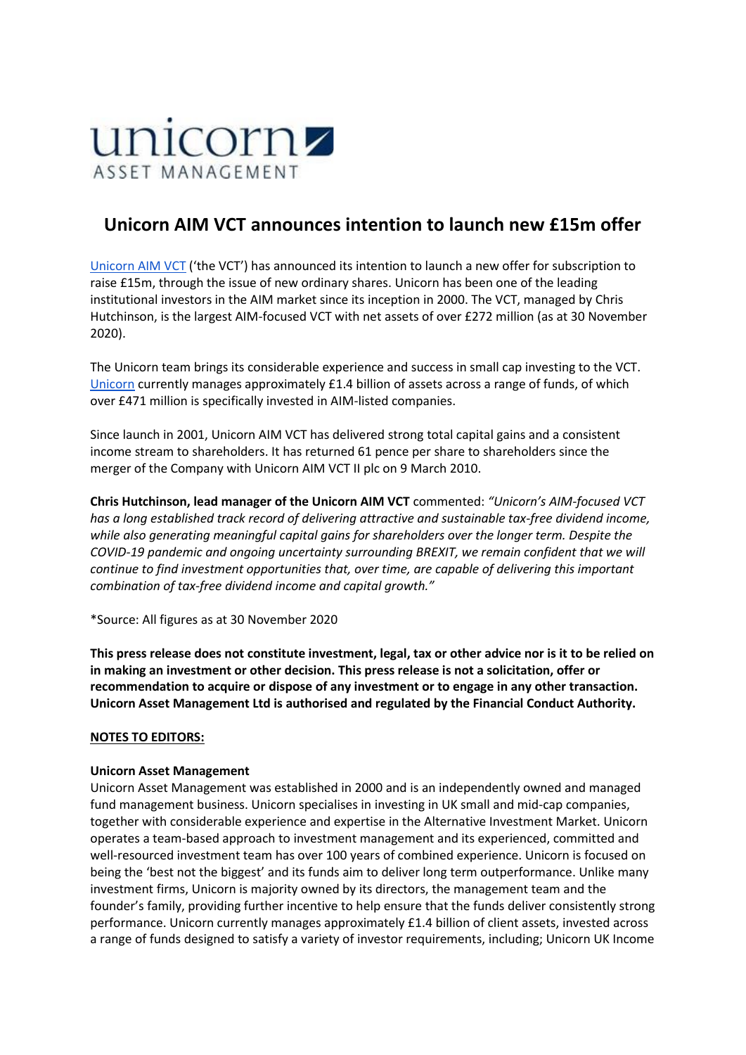unicorn ASSET MANAGEMENT

# Unicorn AIM VCT announces intention to launch new £15m offer

Unicorn AIM VCT ('the VCT') has announced its intention to launch a new offer for subscription to raise £15m, through the issue of new ordinary shares. Unicorn has been one of the leading institutional investors in the AIM market since its inception in 2000. The VCT, managed by Chris Hutchinson, is the largest AIM-focused VCT with net assets of over £272 million (as at 30 November 2020).

The Unicorn team brings its considerable experience and success in small cap investing to the VCT. Unicorn currently manages approximately £1.4 billion of assets across a range of funds, of which over £471 million is specifically invested in AIM-listed companies.

Since launch in 2001, Unicorn AIM VCT has delivered strong total capital gains and a consistent income stream to shareholders. It has returned 61 pence per share to shareholders since the merger of the Company with Unicorn AIM VCT II plc on 9 March 2010.

**Chris Hutchinson, lead manager of the Unicorn AIM VCT** commented: *"Unicorn's AIM-focused VCT has a long established track record of delivering attractive and sustainable tax-free dividend income, while also generating meaningful capital gains for shareholders over the longer term. Despite the COVID-19 pandemic and ongoing uncertainty surrounding BREXIT, we remain confident that we will continue to find investment opportunities that, over time, are capable of delivering this important combination of tax-free dividend income and capital growth."*

*Source: All figures as at 30 November 2020

**This press release does not constitute investment, legal, tax or other advice nor is it to be relied on in making an investment or other decision. This press release is not a solicitation, offer or recommendation to acquire or dispose of any investment or to engage in any other transaction. Unicorn Asset Management Ltd is authorised and regulated by the Financial Conduct Authority.**

**NOTES TO EDITORS:**

**Unicorn Asset Management**
Unicorn Asset Management was established in 2000 and is an independently owned and managed fund management business. Unicorn specialises in investing in UK small and mid-cap companies, together with considerable experience and expertise in the Alternative Investment Market. Unicorn operates a team-based approach to investment management and its experienced, committed and well-resourced investment team has over 100 years of combined experience. Unicorn is focused on being the 'best not the biggest' and its funds aim to deliver long term outperformance. Unlike many investment firms, Unicorn is majority owned by its directors, the management team and the founder's family, providing further incentive to help ensure that the funds deliver consistently strong performance. Unicorn currently manages approximately £1.4 billion of client assets, invested across a range of funds designed to satisfy a variety of investor requirements, including; Unicorn UK Income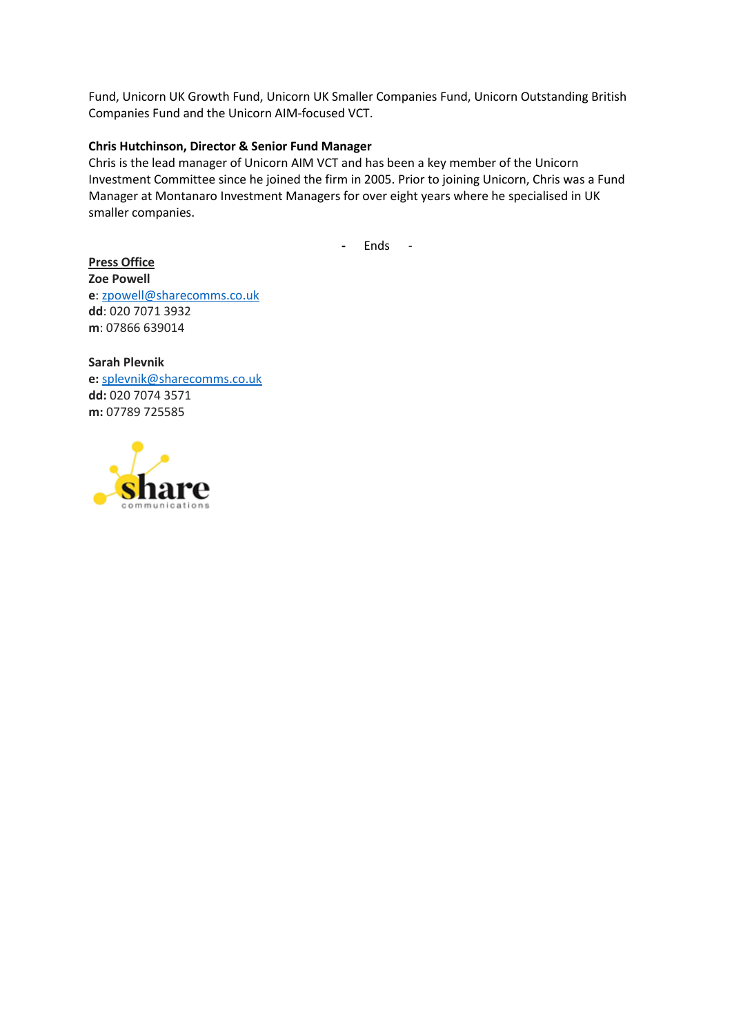Fund, Unicorn UK Growth Fund, Unicorn UK Smaller Companies Fund, Unicorn Outstanding British Companies Fund and the Unicorn AIM-focused VCT.

**Chris Hutchinson, Director & Senior Fund Manager**
Chris is the lead manager of Unicorn AIM VCT and has been a key member of the Unicorn Investment Committee since he joined the firm in 2005. Prior to joining Unicorn, Chris was a Fund Manager at Montanaro Investment Managers for over eight years where he specialised in UK smaller companies.

- Ends -

**Press Office**
**Zoe Powell**
**e**: zpowell@sharecomms.co.uk
**dd**: 020 7071 3932
**m**: 07866 639014

**Sarah Plevnik**
**e:** splevnik@sharecomms.co.uk
**dd:** 020 7074 3571
**m:** 07789 725585

share
communications